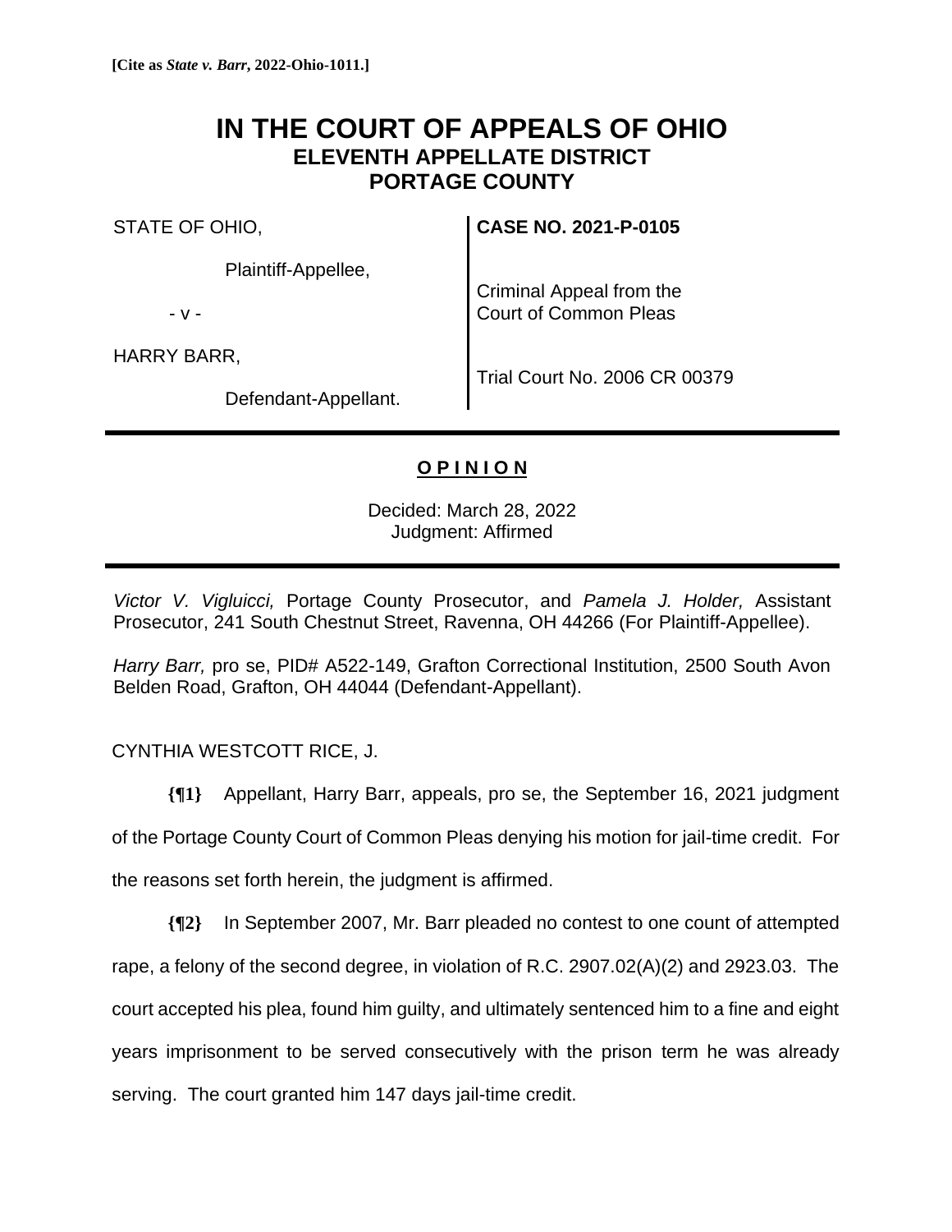**[Cite as *State v. Barr*, 2022-Ohio-1011.]**

# IN THE COURT OF APPEALS OF OHIO
## ELEVENTH APPELLATE DISTRICT
## PORTAGE COUNTY

STATE OF OHIO,

Plaintiff-Appellee,

- v -

HARRY BARR,

Defendant-Appellant.

**CASE NO. 2021-P-0105**

Criminal Appeal from the Court of Common Pleas

Trial Court No. 2006 CR 00379

## **O P I N I O N**

Decided: March 28, 2022
Judgment: Affirmed

*Victor V. Vigluicci,* Portage County Prosecutor, and *Pamela J. Holder,* Assistant Prosecutor, 241 South Chestnut Street, Ravenna, OH 44266 (For Plaintiff-Appellee).

*Harry Barr,* pro se, PID# A522-149, Grafton Correctional Institution, 2500 South Avon Belden Road, Grafton, OH 44044 (Defendant-Appellant).

CYNTHIA WESTCOTT RICE, J.

**{¶1}** Appellant, Harry Barr, appeals, pro se, the September 16, 2021 judgment of the Portage County Court of Common Pleas denying his motion for jail-time credit. For the reasons set forth herein, the judgment is affirmed.

**{¶2}** In September 2007, Mr. Barr pleaded no contest to one count of attempted rape, a felony of the second degree, in violation of R.C. 2907.02(A)(2) and 2923.03. The court accepted his plea, found him guilty, and ultimately sentenced him to a fine and eight years imprisonment to be served consecutively with the prison term he was already serving. The court granted him 147 days jail-time credit.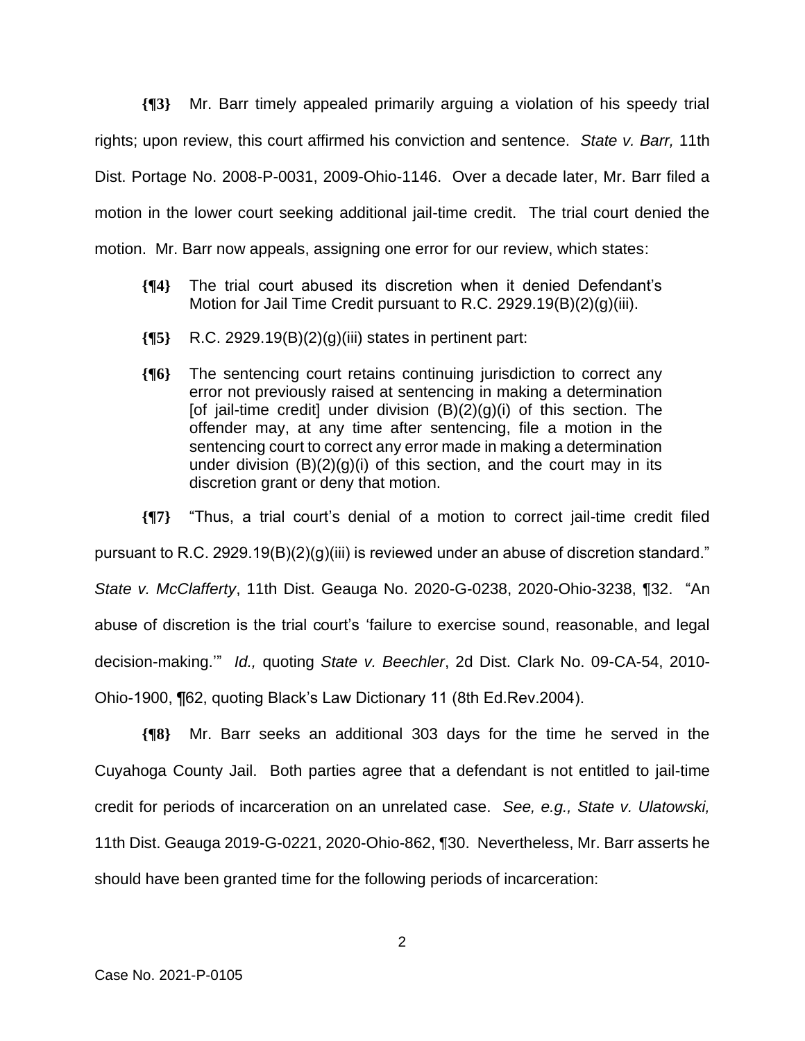**{¶3}** Mr. Barr timely appealed primarily arguing a violation of his speedy trial rights; upon review, this court affirmed his conviction and sentence. *State v. Barr,* 11th Dist. Portage No. 2008-P-0031, 2009-Ohio-1146. Over a decade later, Mr. Barr filed a motion in the lower court seeking additional jail-time credit. The trial court denied the motion. Mr. Barr now appeals, assigning one error for our review, which states:

> **{¶4}** The trial court abused its discretion when it denied Defendant's Motion for Jail Time Credit pursuant to R.C. 2929.19(B)(2)(g)(iii).
>
> **{¶5}** R.C. 2929.19(B)(2)(g)(iii) states in pertinent part:
>
> **{¶6}** The sentencing court retains continuing jurisdiction to correct any error not previously raised at sentencing in making a determination [of jail-time credit] under division (B)(2)(g)(i) of this section. The offender may, at any time after sentencing, file a motion in the sentencing court to correct any error made in making a determination under division (B)(2)(g)(i) of this section, and the court may in its discretion grant or deny that motion.

**{¶7}** "Thus, a trial court's denial of a motion to correct jail-time credit filed pursuant to R.C. 2929.19(B)(2)(g)(iii) is reviewed under an abuse of discretion standard." *State v. McClafferty*, 11th Dist. Geauga No. 2020-G-0238, 2020-Ohio-3238, ¶32. "An abuse of discretion is the trial court's 'failure to exercise sound, reasonable, and legal decision-making.'" *Id.,* quoting *State v. Beechler*, 2d Dist. Clark No. 09-CA-54, 2010-Ohio-1900, ¶62, quoting Black's Law Dictionary 11 (8th Ed.Rev.2004).

**{¶8}** Mr. Barr seeks an additional 303 days for the time he served in the Cuyahoga County Jail. Both parties agree that a defendant is not entitled to jail-time credit for periods of incarceration on an unrelated case. *See, e.g., State v. Ulatowski,* 11th Dist. Geauga 2019-G-0221, 2020-Ohio-862, ¶30. Nevertheless, Mr. Barr asserts he should have been granted time for the following periods of incarceration: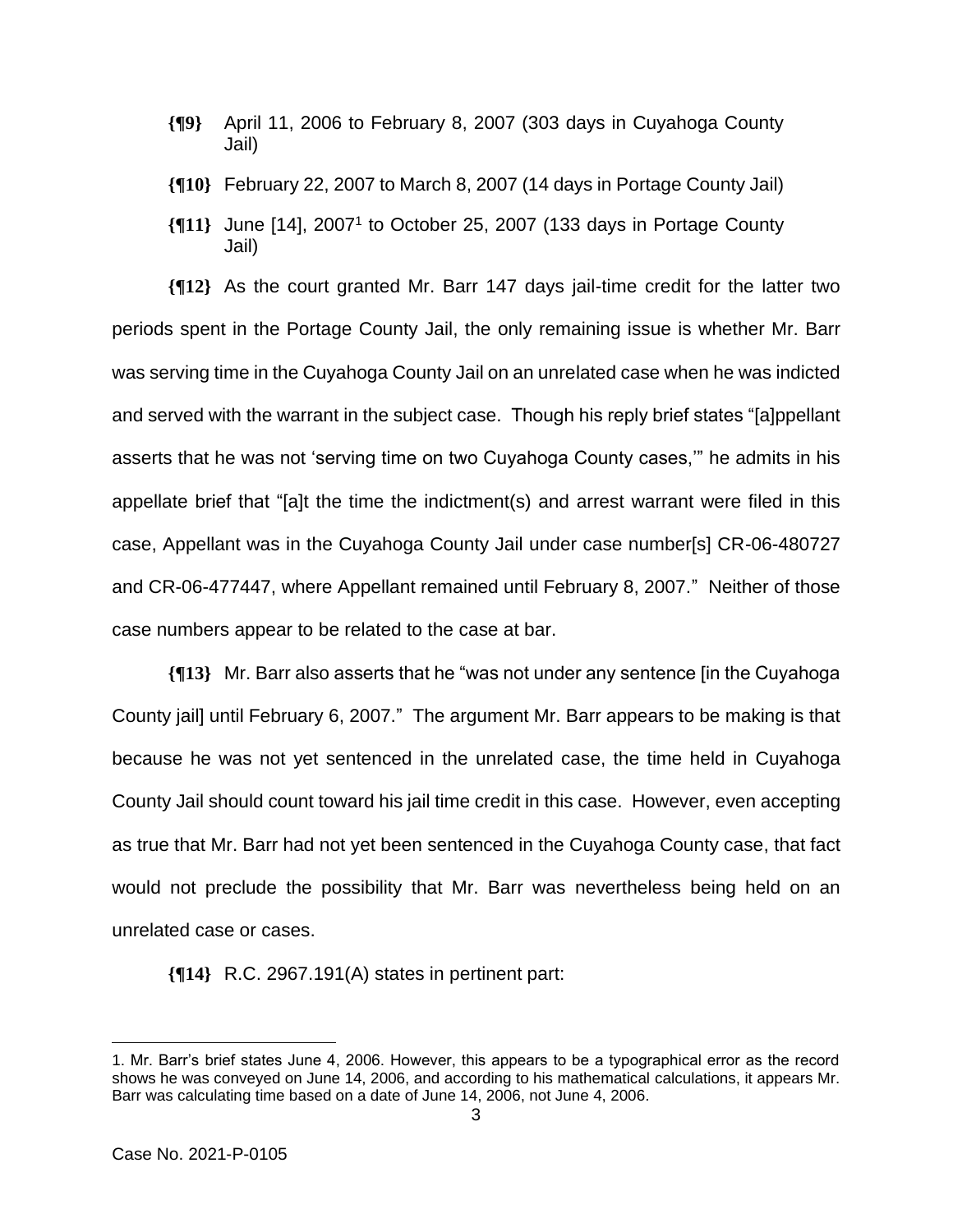**{¶9}** April 11, 2006 to February 8, 2007 (303 days in Cuyahoga County Jail)

**{¶10}** February 22, 2007 to March 8, 2007 (14 days in Portage County Jail)

**{¶11}** June [14], 2007[1] to October 25, 2007 (133 days in Portage County Jail)

**{¶12}** As the court granted Mr. Barr 147 days jail-time credit for the latter two periods spent in the Portage County Jail, the only remaining issue is whether Mr. Barr was serving time in the Cuyahoga County Jail on an unrelated case when he was indicted and served with the warrant in the subject case. Though his reply brief states "[a]ppellant asserts that he was not 'serving time on two Cuyahoga County cases,'" he admits in his appellate brief that "[a]t the time the indictment(s) and arrest warrant were filed in this case, Appellant was in the Cuyahoga County Jail under case number[s] CR-06-480727 and CR-06-477447, where Appellant remained until February 8, 2007." Neither of those case numbers appear to be related to the case at bar.

**{¶13}** Mr. Barr also asserts that he "was not under any sentence [in the Cuyahoga County jail] until February 6, 2007." The argument Mr. Barr appears to be making is that because he was not yet sentenced in the unrelated case, the time held in Cuyahoga County Jail should count toward his jail time credit in this case. However, even accepting as true that Mr. Barr had not yet been sentenced in the Cuyahoga County case, that fact would not preclude the possibility that Mr. Barr was nevertheless being held on an unrelated case or cases.

**{¶14}** R.C. 2967.191(A) states in pertinent part:

---

1. Mr. Barr's brief states June 4, 2006. However, this appears to be a typographical error as the record shows he was conveyed on June 14, 2006, and according to his mathematical calculations, it appears Mr. Barr was calculating time based on a date of June 14, 2006, not June 4, 2006.

Case No. 2021-P-0105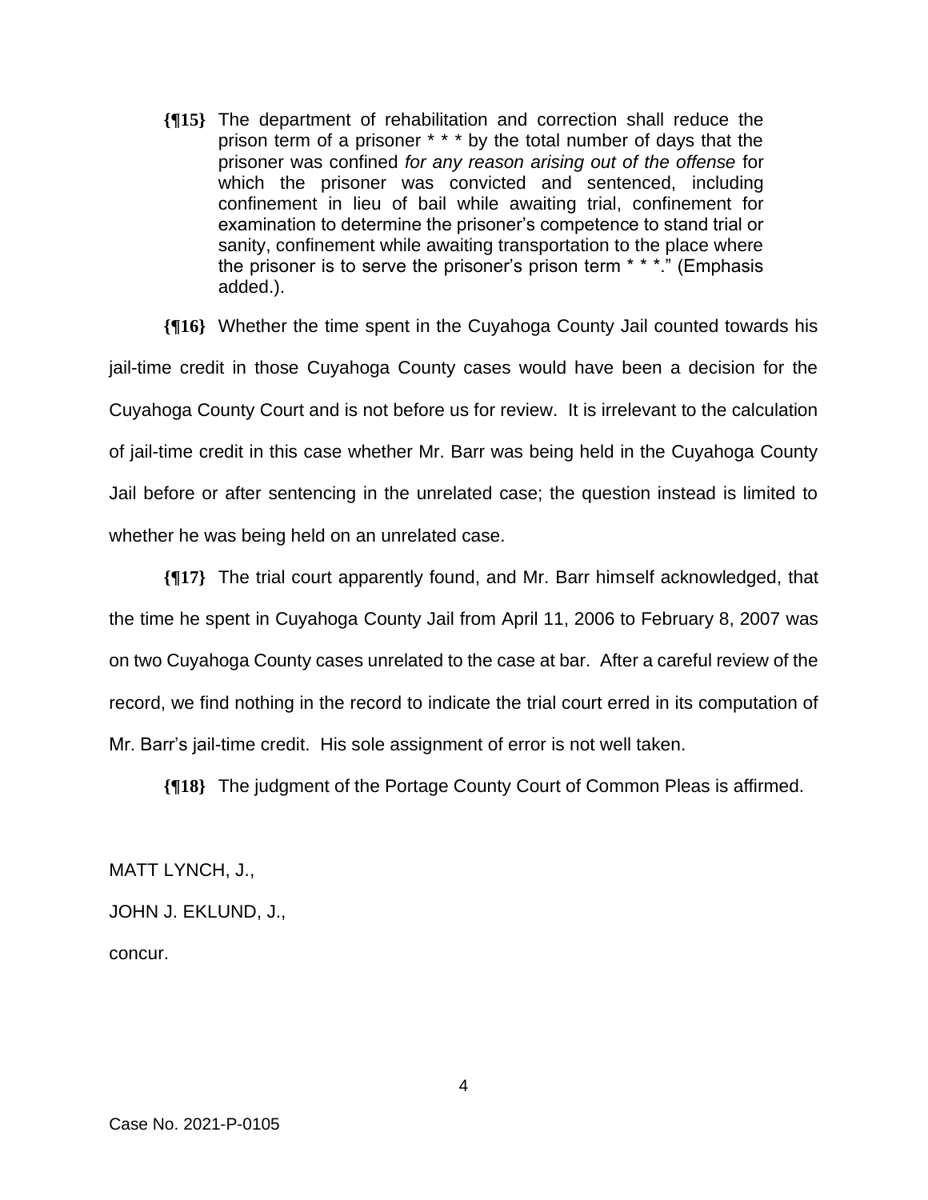**{¶15}** The department of rehabilitation and correction shall reduce the prison term of a prisoner * * * by the total number of days that the prisoner was confined *for any reason arising out of the offense* for which the prisoner was convicted and sentenced, including confinement in lieu of bail while awaiting trial, confinement for examination to determine the prisoner's competence to stand trial or sanity, confinement while awaiting transportation to the place where the prisoner is to serve the prisoner's prison term * * *." (Emphasis added.).

**{¶16}** Whether the time spent in the Cuyahoga County Jail counted towards his jail-time credit in those Cuyahoga County cases would have been a decision for the Cuyahoga County Court and is not before us for review. It is irrelevant to the calculation of jail-time credit in this case whether Mr. Barr was being held in the Cuyahoga County Jail before or after sentencing in the unrelated case; the question instead is limited to whether he was being held on an unrelated case.

**{¶17}** The trial court apparently found, and Mr. Barr himself acknowledged, that the time he spent in Cuyahoga County Jail from April 11, 2006 to February 8, 2007 was on two Cuyahoga County cases unrelated to the case at bar. After a careful review of the record, we find nothing in the record to indicate the trial court erred in its computation of Mr. Barr's jail-time credit. His sole assignment of error is not well taken.

**{¶18}** The judgment of the Portage County Court of Common Pleas is affirmed.

MATT LYNCH, J.,

JOHN J. EKLUND, J.,

concur.